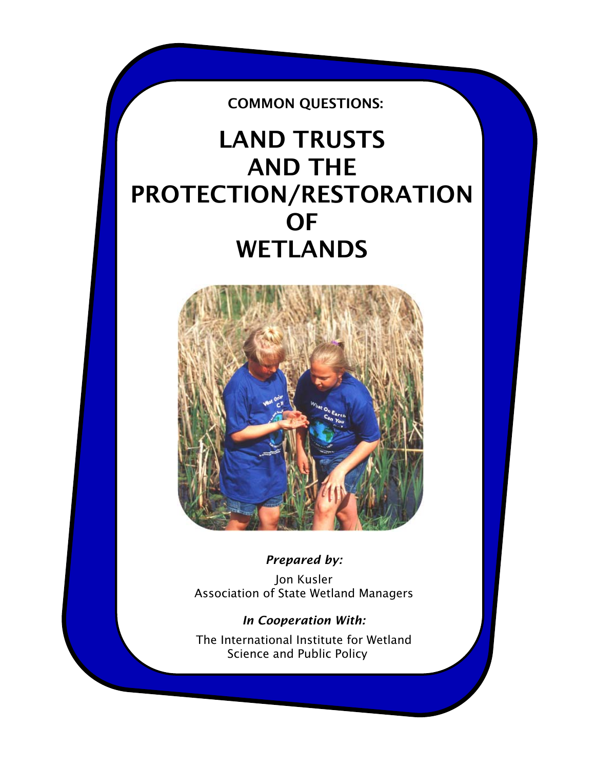COMMON QUESTIONS:

# LAND TRUSTS AND THE PROTECTION/RESTORATION OF WETLANDS

***Prepared by:***

Jon Kusler
Association of State Wetland Managers

***In Cooperation With:***

The International Institute for Wetland Science and Public Policy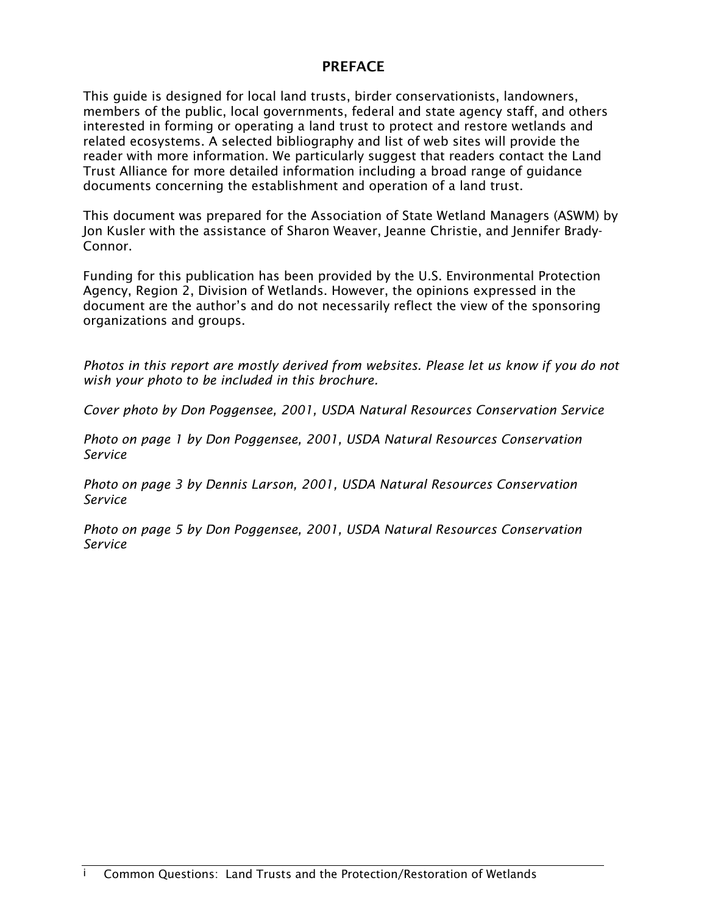## PREFACE

This guide is designed for local land trusts, birder conservationists, landowners, members of the public, local governments, federal and state agency staff, and others interested in forming or operating a land trust to protect and restore wetlands and related ecosystems. A selected bibliography and list of web sites will provide the reader with more information. We particularly suggest that readers contact the Land Trust Alliance for more detailed information including a broad range of guidance documents concerning the establishment and operation of a land trust.

This document was prepared for the Association of State Wetland Managers (ASWM) by Jon Kusler with the assistance of Sharon Weaver, Jeanne Christie, and Jennifer Brady-Connor.

Funding for this publication has been provided by the U.S. Environmental Protection Agency, Region 2, Division of Wetlands. However, the opinions expressed in the document are the author's and do not necessarily reflect the view of the sponsoring organizations and groups.

*Photos in this report are mostly derived from websites. Please let us know if you do not wish your photo to be included in this brochure.*

*Cover photo by Don Poggensee, 2001, USDA Natural Resources Conservation Service*

*Photo on page 1 by Don Poggensee, 2001, USDA Natural Resources Conservation Service*

*Photo on page 3 by Dennis Larson, 2001, USDA Natural Resources Conservation Service*

*Photo on page 5 by Don Poggensee, 2001, USDA Natural Resources Conservation Service*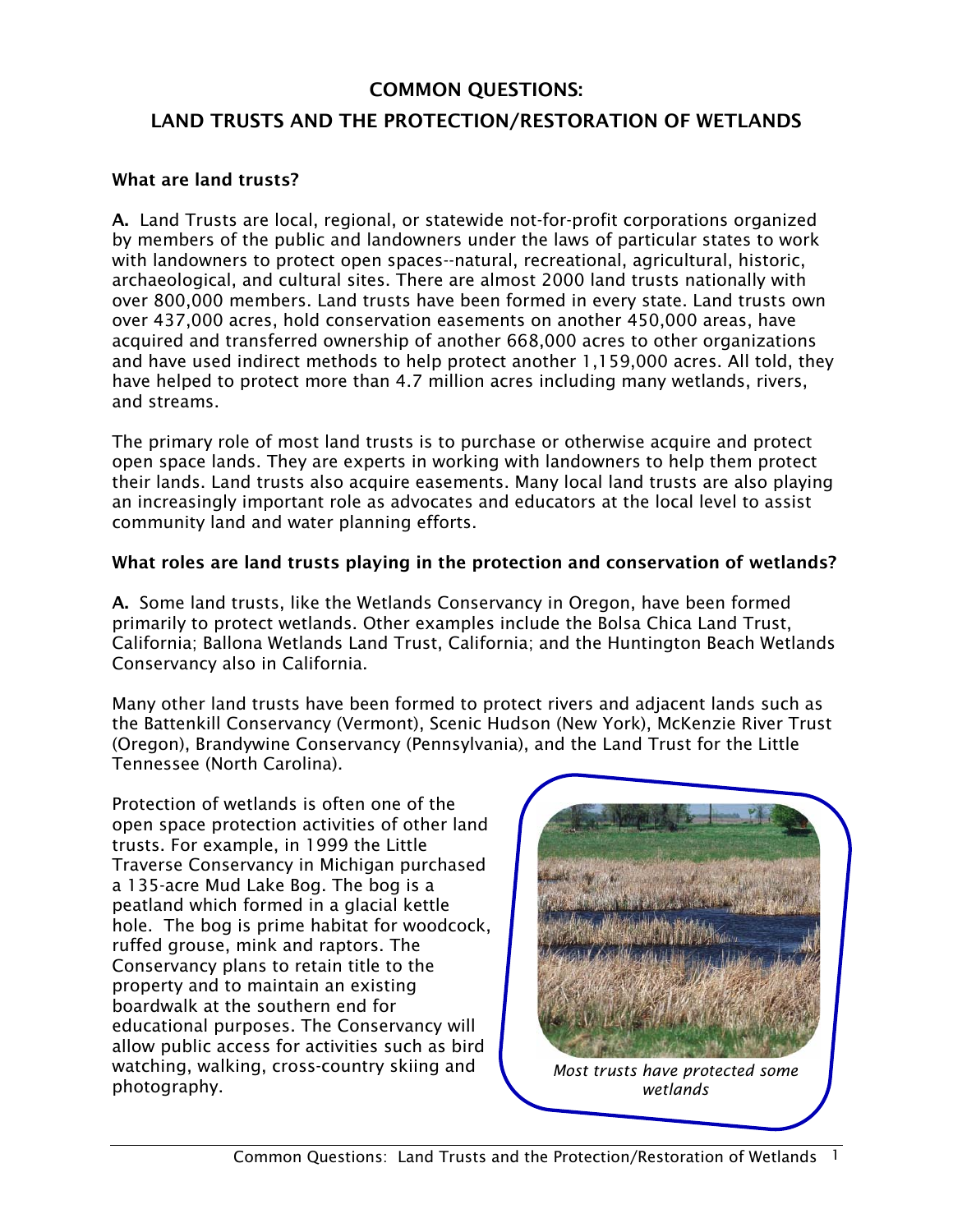# COMMON QUESTIONS:
# LAND TRUSTS AND THE PROTECTION/RESTORATION OF WETLANDS

**What are land trusts?**

**A.** Land Trusts are local, regional, or statewide not-for-profit corporations organized by members of the public and landowners under the laws of particular states to work with landowners to protect open spaces--natural, recreational, agricultural, historic, archaeological, and cultural sites. There are almost 2000 land trusts nationally with over 800,000 members. Land trusts have been formed in every state. Land trusts own over 437,000 acres, hold conservation easements on another 450,000 areas, have acquired and transferred ownership of another 668,000 acres to other organizations and have used indirect methods to help protect another 1,159,000 acres. All told, they have helped to protect more than 4.7 million acres including many wetlands, rivers, and streams.

The primary role of most land trusts is to purchase or otherwise acquire and protect open space lands. They are experts in working with landowners to help them protect their lands. Land trusts also acquire easements. Many local land trusts are also playing an increasingly important role as advocates and educators at the local level to assist community land and water planning efforts.

**What roles are land trusts playing in the protection and conservation of wetlands?**

**A.** Some land trusts, like the Wetlands Conservancy in Oregon, have been formed primarily to protect wetlands. Other examples include the Bolsa Chica Land Trust, California; Ballona Wetlands Land Trust, California; and the Huntington Beach Wetlands Conservancy also in California.

Many other land trusts have been formed to protect rivers and adjacent lands such as the Battenkill Conservancy (Vermont), Scenic Hudson (New York), McKenzie River Trust (Oregon), Brandywine Conservancy (Pennsylvania), and the Land Trust for the Little Tennessee (North Carolina).

Protection of wetlands is often one of the open space protection activities of other land trusts. For example, in 1999 the Little Traverse Conservancy in Michigan purchased a 135-acre Mud Lake Bog. The bog is a peatland which formed in a glacial kettle hole. The bog is prime habitat for woodcock, ruffed grouse, mink and raptors. The Conservancy plans to retain title to the property and to maintain an existing boardwalk at the southern end for educational purposes. The Conservancy will allow public access for activities such as bird watching, walking, cross-country skiing and photography.

*Most trusts have protected some wetlands*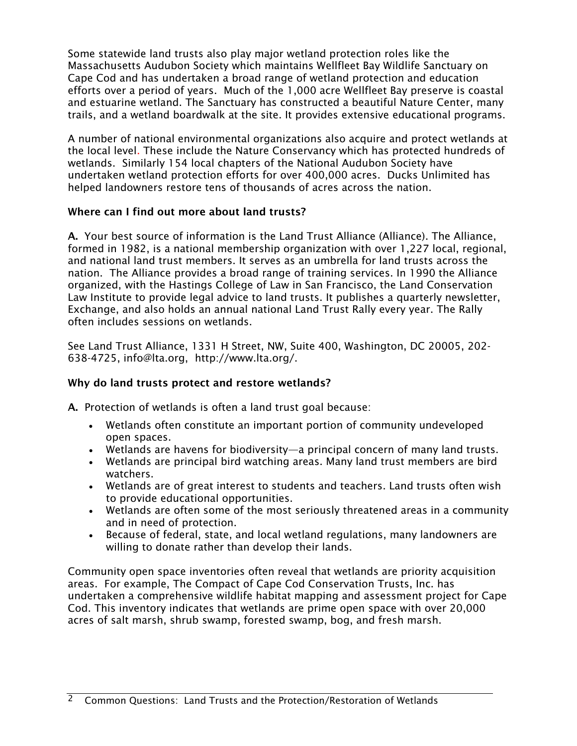Some statewide land trusts also play major wetland protection roles like the Massachusetts Audubon Society which maintains Wellfleet Bay Wildlife Sanctuary on Cape Cod and has undertaken a broad range of wetland protection and education efforts over a period of years. Much of the 1,000 acre Wellfleet Bay preserve is coastal and estuarine wetland. The Sanctuary has constructed a beautiful Nature Center, many trails, and a wetland boardwalk at the site. It provides extensive educational programs.

A number of national environmental organizations also acquire and protect wetlands at the local level. These include the Nature Conservancy which has protected hundreds of wetlands. Similarly 154 local chapters of the National Audubon Society have undertaken wetland protection efforts for over 400,000 acres. Ducks Unlimited has helped landowners restore tens of thousands of acres across the nation.

### Where can I find out more about land trusts?

**A.** Your best source of information is the Land Trust Alliance (Alliance). The Alliance, formed in 1982, is a national membership organization with over 1,227 local, regional, and national land trust members. It serves as an umbrella for land trusts across the nation. The Alliance provides a broad range of training services. In 1990 the Alliance organized, with the Hastings College of Law in San Francisco, the Land Conservation Law Institute to provide legal advice to land trusts. It publishes a quarterly newsletter, Exchange, and also holds an annual national Land Trust Rally every year. The Rally often includes sessions on wetlands.

See Land Trust Alliance, 1331 H Street, NW, Suite 400, Washington, DC 20005, 202-638-4725, info@lta.org, http://www.lta.org/.

### Why do land trusts protect and restore wetlands?

**A.** Protection of wetlands is often a land trust goal because:

- Wetlands often constitute an important portion of community undeveloped open spaces.
- Wetlands are havens for biodiversity—a principal concern of many land trusts.
- Wetlands are principal bird watching areas. Many land trust members are bird watchers.
- Wetlands are of great interest to students and teachers. Land trusts often wish to provide educational opportunities.
- Wetlands are often some of the most seriously threatened areas in a community and in need of protection.
- Because of federal, state, and local wetland regulations, many landowners are willing to donate rather than develop their lands.

Community open space inventories often reveal that wetlands are priority acquisition areas. For example, The Compact of Cape Cod Conservation Trusts, Inc. has undertaken a comprehensive wildlife habitat mapping and assessment project for Cape Cod. This inventory indicates that wetlands are prime open space with over 20,000 acres of salt marsh, shrub swamp, forested swamp, bog, and fresh marsh.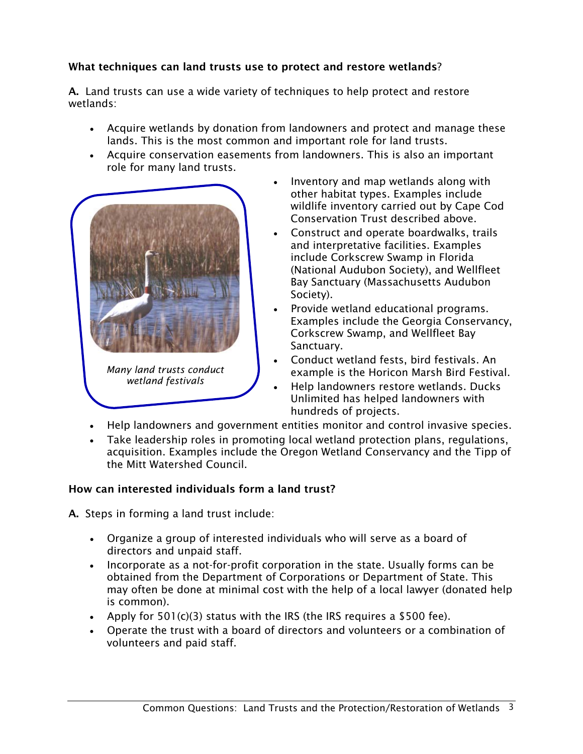**What techniques can land trusts use to protect and restore wetlands**?

**A.** Land trusts can use a wide variety of techniques to help protect and restore wetlands:

- Acquire wetlands by donation from landowners and protect and manage these lands. This is the most common and important role for land trusts.
- Acquire conservation easements from landowners. This is also an important role for many land trusts.
- Inventory and map wetlands along with other habitat types. Examples include wildlife inventory carried out by Cape Cod Conservation Trust described above.
- Construct and operate boardwalks, trails and interpretative facilities. Examples include Corkscrew Swamp in Florida (National Audubon Society), and Wellfleet Bay Sanctuary (Massachusetts Audubon Society).
- Provide wetland educational programs. Examples include the Georgia Conservancy, Corkscrew Swamp, and Wellfleet Bay Sanctuary.
- Conduct wetland fests, bird festivals. An example is the Horicon Marsh Bird Festival.
- Help landowners restore wetlands. Ducks Unlimited has helped landowners with hundreds of projects.
- Help landowners and government entities monitor and control invasive species.
- Take leadership roles in promoting local wetland protection plans, regulations, acquisition. Examples include the Oregon Wetland Conservancy and the Tipp of the Mitt Watershed Council.

*Many land trusts conduct wetland festivals*

**How can interested individuals form a land trust?**

**A.** Steps in forming a land trust include:

- Organize a group of interested individuals who will serve as a board of directors and unpaid staff.
- Incorporate as a not-for-profit corporation in the state. Usually forms can be obtained from the Department of Corporations or Department of State. This may often be done at minimal cost with the help of a local lawyer (donated help is common).
- Apply for 501(c)(3) status with the IRS (the IRS requires a $500 fee).
- Operate the trust with a board of directors and volunteers or a combination of volunteers and paid staff.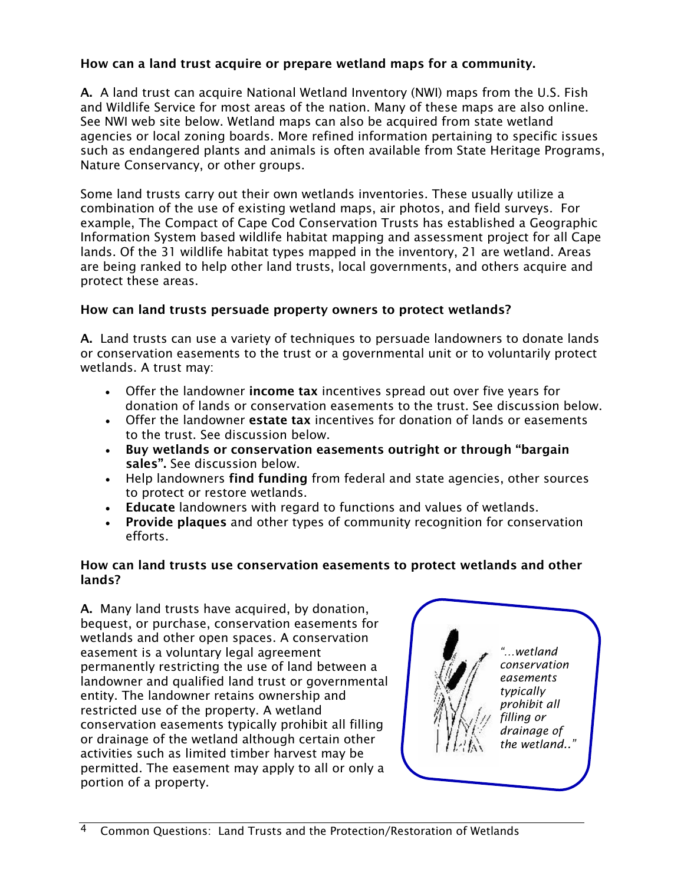**How can a land trust acquire or prepare wetland maps for a community.**

**A.** A land trust can acquire National Wetland Inventory (NWI) maps from the U.S. Fish and Wildlife Service for most areas of the nation. Many of these maps are also online. See NWI web site below. Wetland maps can also be acquired from state wetland agencies or local zoning boards. More refined information pertaining to specific issues such as endangered plants and animals is often available from State Heritage Programs, Nature Conservancy, or other groups.

Some land trusts carry out their own wetlands inventories. These usually utilize a combination of the use of existing wetland maps, air photos, and field surveys. For example, The Compact of Cape Cod Conservation Trusts has established a Geographic Information System based wildlife habitat mapping and assessment project for all Cape lands. Of the 31 wildlife habitat types mapped in the inventory, 21 are wetland. Areas are being ranked to help other land trusts, local governments, and others acquire and protect these areas.

**How can land trusts persuade property owners to protect wetlands?**

**A.** Land trusts can use a variety of techniques to persuade landowners to donate lands or conservation easements to the trust or a governmental unit or to voluntarily protect wetlands. A trust may:

- Offer the landowner **income tax** incentives spread out over five years for donation of lands or conservation easements to the trust. See discussion below.
- Offer the landowner **estate tax** incentives for donation of lands or easements to the trust. See discussion below.
- **Buy wetlands or conservation easements outright or through "bargain sales".** See discussion below.
- Help landowners **find funding** from federal and state agencies, other sources to protect or restore wetlands.
- **Educate** landowners with regard to functions and values of wetlands.
- **Provide plaques** and other types of community recognition for conservation efforts.

**How can land trusts use conservation easements to protect wetlands and other lands?**

**A.** Many land trusts have acquired, by donation, bequest, or purchase, conservation easements for wetlands and other open spaces. A conservation easement is a voluntary legal agreement permanently restricting the use of land between a landowner and qualified land trust or governmental entity. The landowner retains ownership and restricted use of the property. A wetland conservation easements typically prohibit all filling or drainage of the wetland although certain other activities such as limited timber harvest may be permitted. The easement may apply to all or only a portion of a property.

*"…wetland conservation easements typically prohibit all filling or drainage of the wetland.."*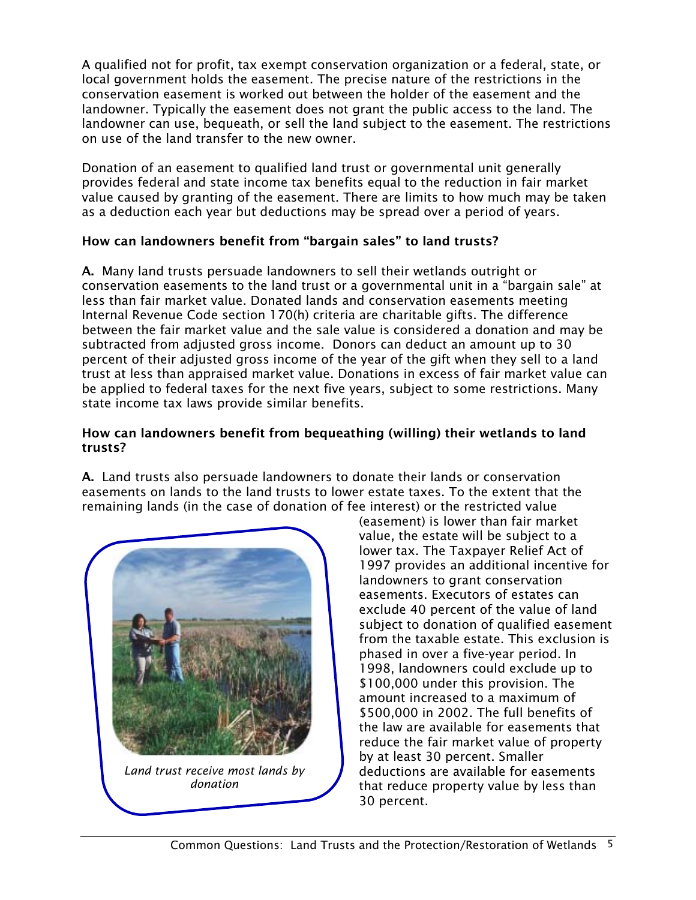A qualified not for profit, tax exempt conservation organization or a federal, state, or local government holds the easement. The precise nature of the restrictions in the conservation easement is worked out between the holder of the easement and the landowner. Typically the easement does not grant the public access to the land. The landowner can use, bequeath, or sell the land subject to the easement. The restrictions on use of the land transfer to the new owner.

Donation of an easement to qualified land trust or governmental unit generally provides federal and state income tax benefits equal to the reduction in fair market value caused by granting of the easement. There are limits to how much may be taken as a deduction each year but deductions may be spread over a period of years.

**How can landowners benefit from "bargain sales" to land trusts?**

**A.** Many land trusts persuade landowners to sell their wetlands outright or conservation easements to the land trust or a governmental unit in a "bargain sale" at less than fair market value. Donated lands and conservation easements meeting Internal Revenue Code section 170(h) criteria are charitable gifts. The difference between the fair market value and the sale value is considered a donation and may be subtracted from adjusted gross income. Donors can deduct an amount up to 30 percent of their adjusted gross income of the year of the gift when they sell to a land trust at less than appraised market value. Donations in excess of fair market value can be applied to federal taxes for the next five years, subject to some restrictions. Many state income tax laws provide similar benefits.

**How can landowners benefit from bequeathing (willing) their wetlands to land trusts?**

**A.** Land trusts also persuade landowners to donate their lands or conservation easements on lands to the land trusts to lower estate taxes. To the extent that the remaining lands (in the case of donation of fee interest) or the restricted value (easement) is lower than fair market value, the estate will be subject to a lower tax. The Taxpayer Relief Act of 1997 provides an additional incentive for landowners to grant conservation easements. Executors of estates can exclude 40 percent of the value of land subject to donation of qualified easement from the taxable estate. This exclusion is phased in over a five-year period. In 1998, landowners could exclude up to $100,000 under this provision. The amount increased to a maximum of $500,000 in 2002. The full benefits of the law are available for easements that reduce the fair market value of property by at least 30 percent. Smaller deductions are available for easements that reduce property value by less than 30 percent.

*Land trust receive most lands by donation*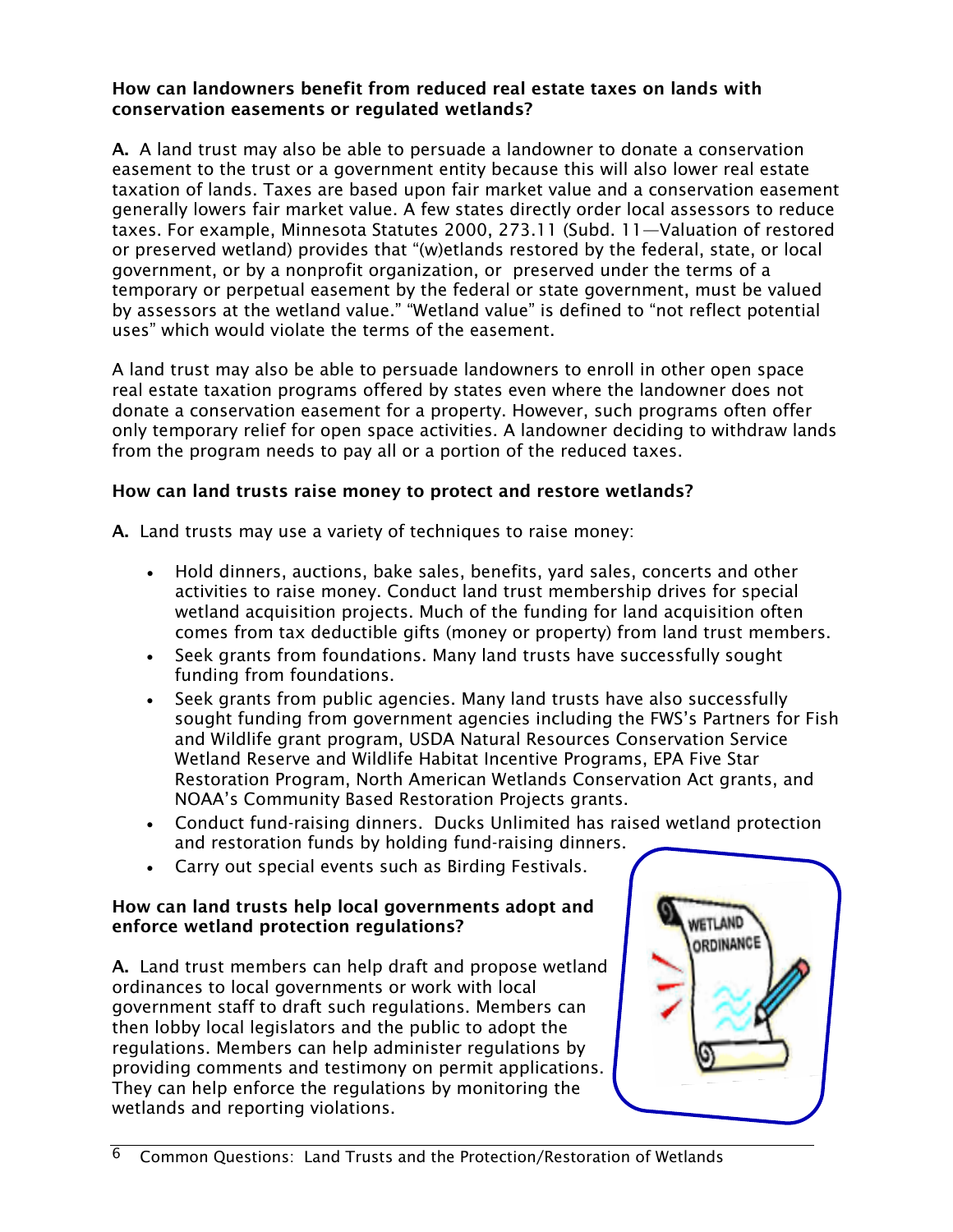**How can landowners benefit from reduced real estate taxes on lands with conservation easements or regulated wetlands?**

**A.** A land trust may also be able to persuade a landowner to donate a conservation easement to the trust or a government entity because this will also lower real estate taxation of lands. Taxes are based upon fair market value and a conservation easement generally lowers fair market value. A few states directly order local assessors to reduce taxes. For example, Minnesota Statutes 2000, 273.11 (Subd. 11—Valuation of restored or preserved wetland) provides that "(w)etlands restored by the federal, state, or local government, or by a nonprofit organization, or preserved under the terms of a temporary or perpetual easement by the federal or state government, must be valued by assessors at the wetland value." "Wetland value" is defined to "not reflect potential uses" which would violate the terms of the easement.

A land trust may also be able to persuade landowners to enroll in other open space real estate taxation programs offered by states even where the landowner does not donate a conservation easement for a property. However, such programs often offer only temporary relief for open space activities. A landowner deciding to withdraw lands from the program needs to pay all or a portion of the reduced taxes.

**How can land trusts raise money to protect and restore wetlands?**

**A.** Land trusts may use a variety of techniques to raise money:

- Hold dinners, auctions, bake sales, benefits, yard sales, concerts and other activities to raise money. Conduct land trust membership drives for special wetland acquisition projects. Much of the funding for land acquisition often comes from tax deductible gifts (money or property) from land trust members.
- Seek grants from foundations. Many land trusts have successfully sought funding from foundations.
- Seek grants from public agencies. Many land trusts have also successfully sought funding from government agencies including the FWS's Partners for Fish and Wildlife grant program, USDA Natural Resources Conservation Service Wetland Reserve and Wildlife Habitat Incentive Programs, EPA Five Star Restoration Program, North American Wetlands Conservation Act grants, and NOAA's Community Based Restoration Projects grants.
- Conduct fund-raising dinners. Ducks Unlimited has raised wetland protection and restoration funds by holding fund-raising dinners.
- Carry out special events such as Birding Festivals.

**How can land trusts help local governments adopt and enforce wetland protection regulations?**

**A.** Land trust members can help draft and propose wetland ordinances to local governments or work with local government staff to draft such regulations. Members can then lobby local legislators and the public to adopt the regulations. Members can help administer regulations by providing comments and testimony on permit applications. They can help enforce the regulations by monitoring the wetlands and reporting violations.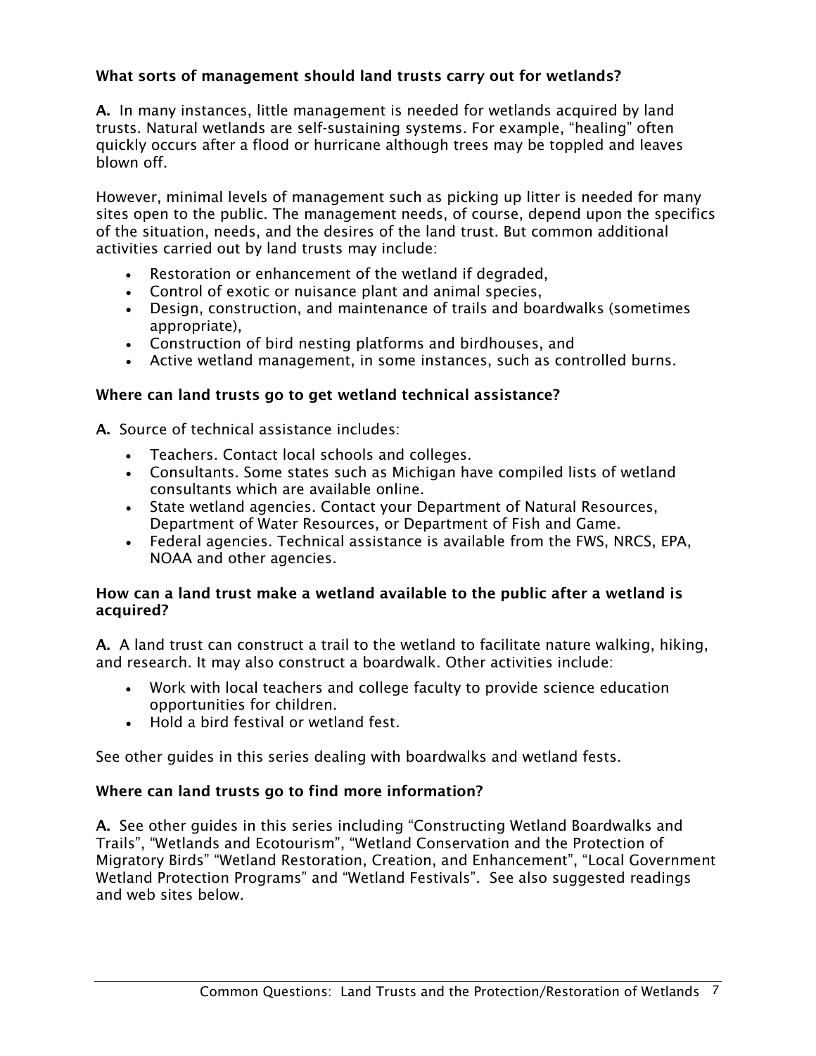**What sorts of management should land trusts carry out for wetlands?**

**A.** In many instances, little management is needed for wetlands acquired by land trusts. Natural wetlands are self-sustaining systems. For example, "healing" often quickly occurs after a flood or hurricane although trees may be toppled and leaves blown off.

However, minimal levels of management such as picking up litter is needed for many sites open to the public. The management needs, of course, depend upon the specifics of the situation, needs, and the desires of the land trust. But common additional activities carried out by land trusts may include:

- Restoration or enhancement of the wetland if degraded,
- Control of exotic or nuisance plant and animal species,
- Design, construction, and maintenance of trails and boardwalks (sometimes appropriate),
- Construction of bird nesting platforms and birdhouses, and
- Active wetland management, in some instances, such as controlled burns.

**Where can land trusts go to get wetland technical assistance?**

**A.** Source of technical assistance includes:

- Teachers. Contact local schools and colleges.
- Consultants. Some states such as Michigan have compiled lists of wetland consultants which are available online.
- State wetland agencies. Contact your Department of Natural Resources, Department of Water Resources, or Department of Fish and Game.
- Federal agencies. Technical assistance is available from the FWS, NRCS, EPA, NOAA and other agencies.

**How can a land trust make a wetland available to the public after a wetland is acquired?**

**A.** A land trust can construct a trail to the wetland to facilitate nature walking, hiking, and research. It may also construct a boardwalk. Other activities include:

- Work with local teachers and college faculty to provide science education opportunities for children.
- Hold a bird festival or wetland fest.

See other guides in this series dealing with boardwalks and wetland fests.

**Where can land trusts go to find more information?**

**A.** See other guides in this series including "Constructing Wetland Boardwalks and Trails", "Wetlands and Ecotourism", "Wetland Conservation and the Protection of Migratory Birds" "Wetland Restoration, Creation, and Enhancement", "Local Government Wetland Protection Programs" and "Wetland Festivals". See also suggested readings and web sites below.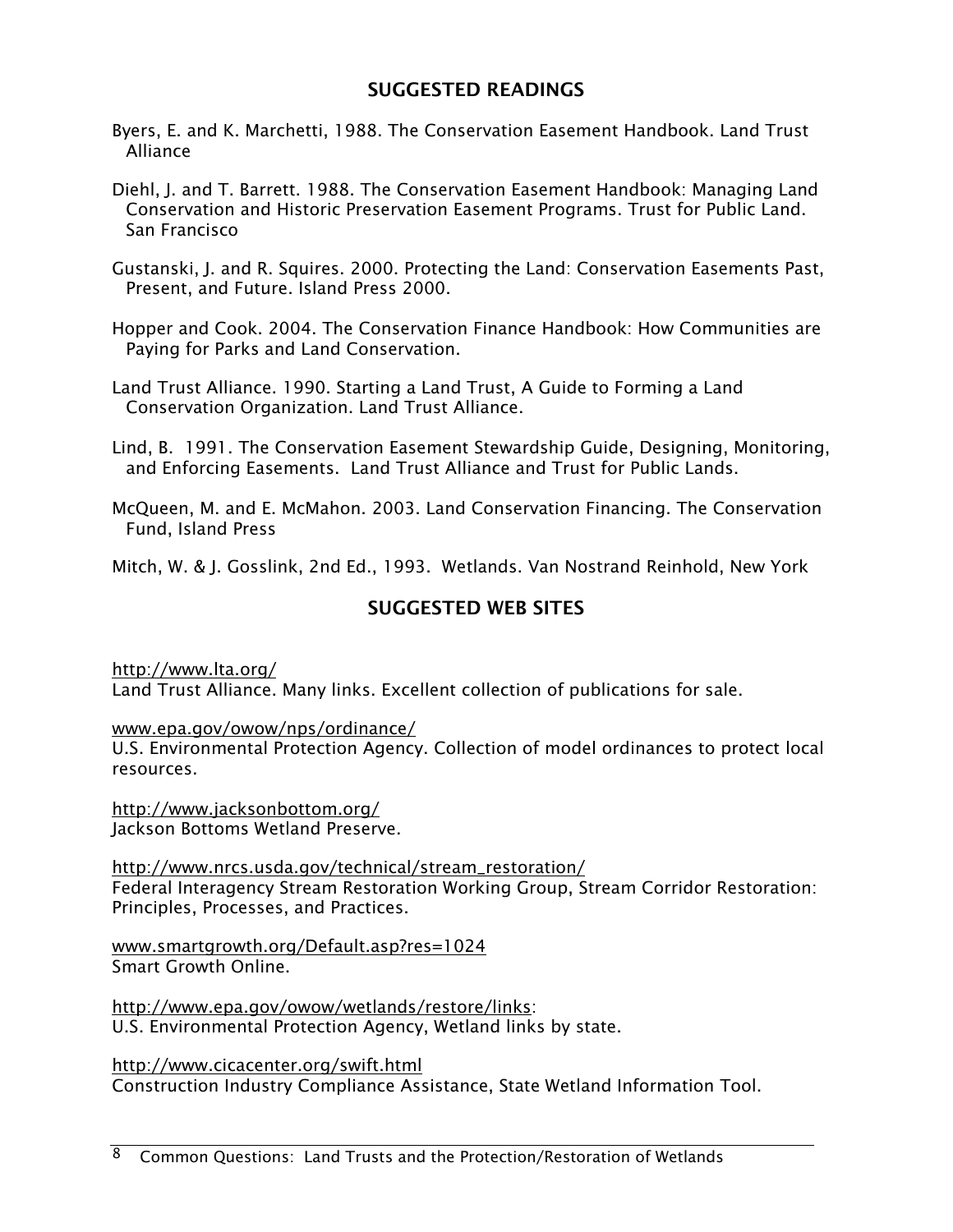## SUGGESTED READINGS

Byers, E. and K. Marchetti, 1988. The Conservation Easement Handbook. Land Trust Alliance

Diehl, J. and T. Barrett. 1988. The Conservation Easement Handbook: Managing Land Conservation and Historic Preservation Easement Programs. Trust for Public Land. San Francisco

Gustanski, J. and R. Squires. 2000. Protecting the Land: Conservation Easements Past, Present, and Future. Island Press 2000.

Hopper and Cook. 2004. The Conservation Finance Handbook: How Communities are Paying for Parks and Land Conservation.

Land Trust Alliance. 1990. Starting a Land Trust, A Guide to Forming a Land Conservation Organization. Land Trust Alliance.

Lind, B. 1991. The Conservation Easement Stewardship Guide, Designing, Monitoring, and Enforcing Easements. Land Trust Alliance and Trust for Public Lands.

McQueen, M. and E. McMahon. 2003. Land Conservation Financing. The Conservation Fund, Island Press

Mitch, W. & J. Gosslink, 2nd Ed., 1993. Wetlands. Van Nostrand Reinhold, New York

## SUGGESTED WEB SITES

http://www.lta.org/
Land Trust Alliance. Many links. Excellent collection of publications for sale.

www.epa.gov/owow/nps/ordinance/
U.S. Environmental Protection Agency. Collection of model ordinances to protect local resources.

http://www.jacksonbottom.org/
Jackson Bottoms Wetland Preserve.

http://www.nrcs.usda.gov/technical/stream_restoration/
Federal Interagency Stream Restoration Working Group, Stream Corridor Restoration: Principles, Processes, and Practices.

www.smartgrowth.org/Default.asp?res=1024
Smart Growth Online.

http://www.epa.gov/owow/wetlands/restore/links:
U.S. Environmental Protection Agency, Wetland links by state.

http://www.cicacenter.org/swift.html
Construction Industry Compliance Assistance, State Wetland Information Tool.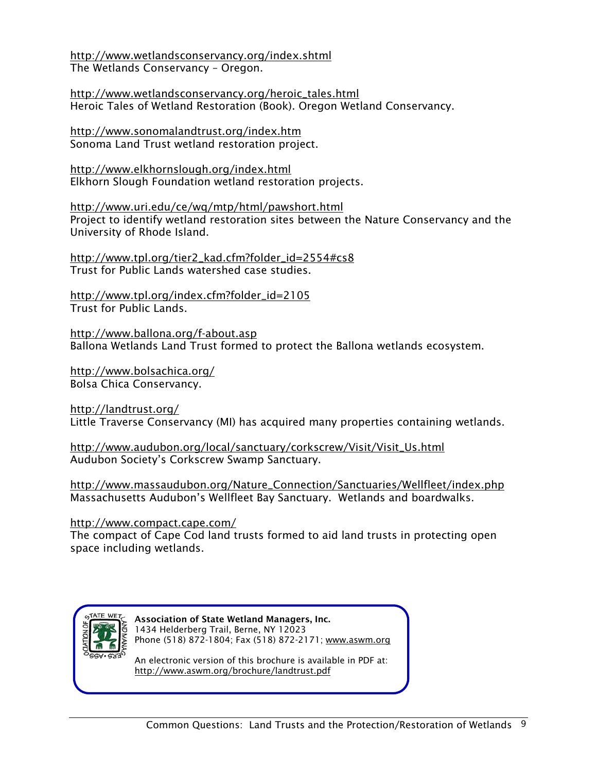http://www.wetlandsconservancy.org/index.shtml
The Wetlands Conservancy – Oregon.

http://www.wetlandsconservancy.org/heroic_tales.html
Heroic Tales of Wetland Restoration (Book). Oregon Wetland Conservancy.

http://www.sonomalandtrust.org/index.htm
Sonoma Land Trust wetland restoration project.

http://www.elkhornslough.org/index.html
Elkhorn Slough Foundation wetland restoration projects.

http://www.uri.edu/ce/wq/mtp/html/pawshort.html
Project to identify wetland restoration sites between the Nature Conservancy and the University of Rhode Island.

http://www.tpl.org/tier2_kad.cfm?folder_id=2554#cs8
Trust for Public Lands watershed case studies.

http://www.tpl.org/index.cfm?folder_id=2105
Trust for Public Lands.

http://www.ballona.org/f-about.asp
Ballona Wetlands Land Trust formed to protect the Ballona wetlands ecosystem.

http://www.bolsachica.org/
Bolsa Chica Conservancy.

http://landtrust.org/
Little Traverse Conservancy (MI) has acquired many properties containing wetlands.

http://www.audubon.org/local/sanctuary/corkscrew/Visit/Visit_Us.html
Audubon Society's Corkscrew Swamp Sanctuary.

http://www.massaudubon.org/Nature_Connection/Sanctuaries/Wellfleet/index.php
Massachusetts Audubon's Wellfleet Bay Sanctuary. Wetlands and boardwalks.

http://www.compact.cape.com/
The compact of Cape Cod land trusts formed to aid land trusts in protecting open space including wetlands.

**Association of State Wetland Managers, Inc.**
1434 Helderberg Trail, Berne, NY 12023
Phone (518) 872-1804; Fax (518) 872-2171; www.aswm.org

An electronic version of this brochure is available in PDF at:
http://www.aswm.org/brochure/landtrust.pdf